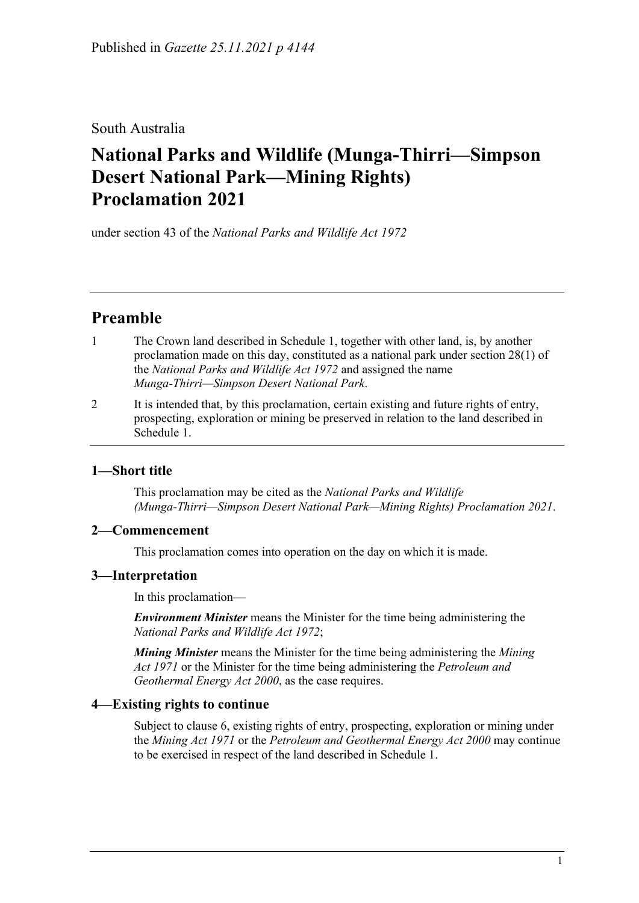Published in *Gazette 25.11.2021 p 4144*

South Australia

# National Parks and Wildlife (Munga-Thirri—Simpson Desert National Park—Mining Rights) Proclamation 2021

under section 43 of the *National Parks and Wildlife Act 1972*

## Preamble

1. The Crown land described in Schedule 1, together with other land, is, by another proclamation made on this day, constituted as a national park under section 28(1) of the *National Parks and Wildlife Act 1972* and assigned the name *Munga-Thirri—Simpson Desert National Park*.
2. It is intended that, by this proclamation, certain existing and future rights of entry, prospecting, exploration or mining be preserved in relation to the land described in Schedule 1.

### 1—Short title

This proclamation may be cited as the *National Parks and Wildlife (Munga-Thirri—Simpson Desert National Park—Mining Rights) Proclamation 2021*.

### 2—Commencement

This proclamation comes into operation on the day on which it is made.

### 3—Interpretation

In this proclamation—

***Environment Minister*** means the Minister for the time being administering the *National Parks and Wildlife Act 1972*;

***Mining Minister*** means the Minister for the time being administering the *Mining Act 1971* or the Minister for the time being administering the *Petroleum and Geothermal Energy Act 2000*, as the case requires.

### 4—Existing rights to continue

Subject to clause 6, existing rights of entry, prospecting, exploration or mining under the *Mining Act 1971* or the *Petroleum and Geothermal Energy Act 2000* may continue to be exercised in respect of the land described in Schedule 1.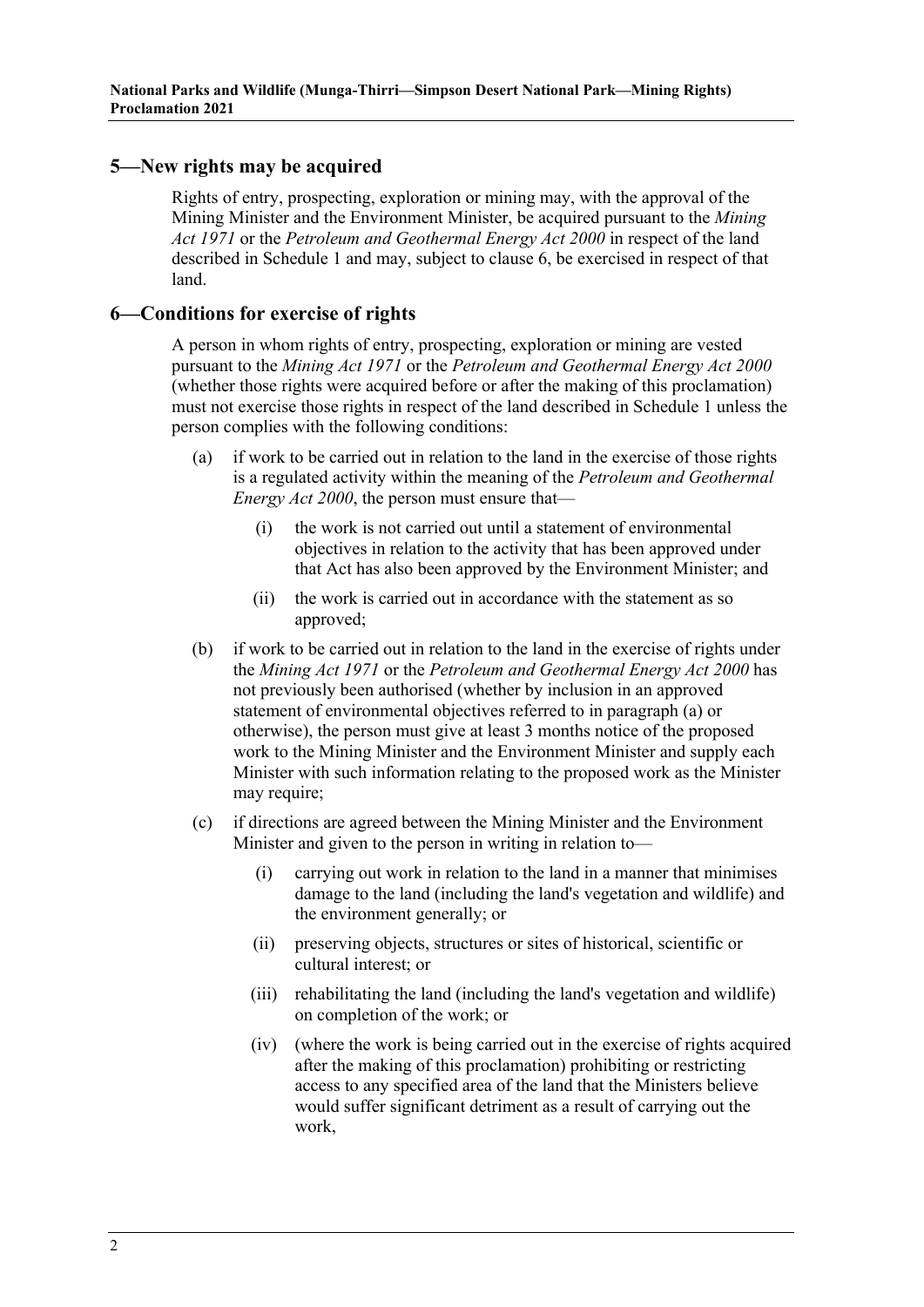## 5—New rights may be acquired

Rights of entry, prospecting, exploration or mining may, with the approval of the Mining Minister and the Environment Minister, be acquired pursuant to the *Mining Act 1971* or the *Petroleum and Geothermal Energy Act 2000* in respect of the land described in Schedule 1 and may, subject to clause 6, be exercised in respect of that land.

## 6—Conditions for exercise of rights

A person in whom rights of entry, prospecting, exploration or mining are vested pursuant to the *Mining Act 1971* or the *Petroleum and Geothermal Energy Act 2000* (whether those rights were acquired before or after the making of this proclamation) must not exercise those rights in respect of the land described in Schedule 1 unless the person complies with the following conditions:

(a) if work to be carried out in relation to the land in the exercise of those rights is a regulated activity within the meaning of the *Petroleum and Geothermal Energy Act 2000*, the person must ensure that—

(i) the work is not carried out until a statement of environmental objectives in relation to the activity that has been approved under that Act has also been approved by the Environment Minister; and

(ii) the work is carried out in accordance with the statement as so approved;

(b) if work to be carried out in relation to the land in the exercise of rights under the *Mining Act 1971* or the *Petroleum and Geothermal Energy Act 2000* has not previously been authorised (whether by inclusion in an approved statement of environmental objectives referred to in paragraph (a) or otherwise), the person must give at least 3 months notice of the proposed work to the Mining Minister and the Environment Minister and supply each Minister with such information relating to the proposed work as the Minister may require;

(c) if directions are agreed between the Mining Minister and the Environment Minister and given to the person in writing in relation to—

(i) carrying out work in relation to the land in a manner that minimises damage to the land (including the land's vegetation and wildlife) and the environment generally; or

(ii) preserving objects, structures or sites of historical, scientific or cultural interest; or

(iii) rehabilitating the land (including the land's vegetation and wildlife) on completion of the work; or

(iv) (where the work is being carried out in the exercise of rights acquired after the making of this proclamation) prohibiting or restricting access to any specified area of the land that the Ministers believe would suffer significant detriment as a result of carrying out the work,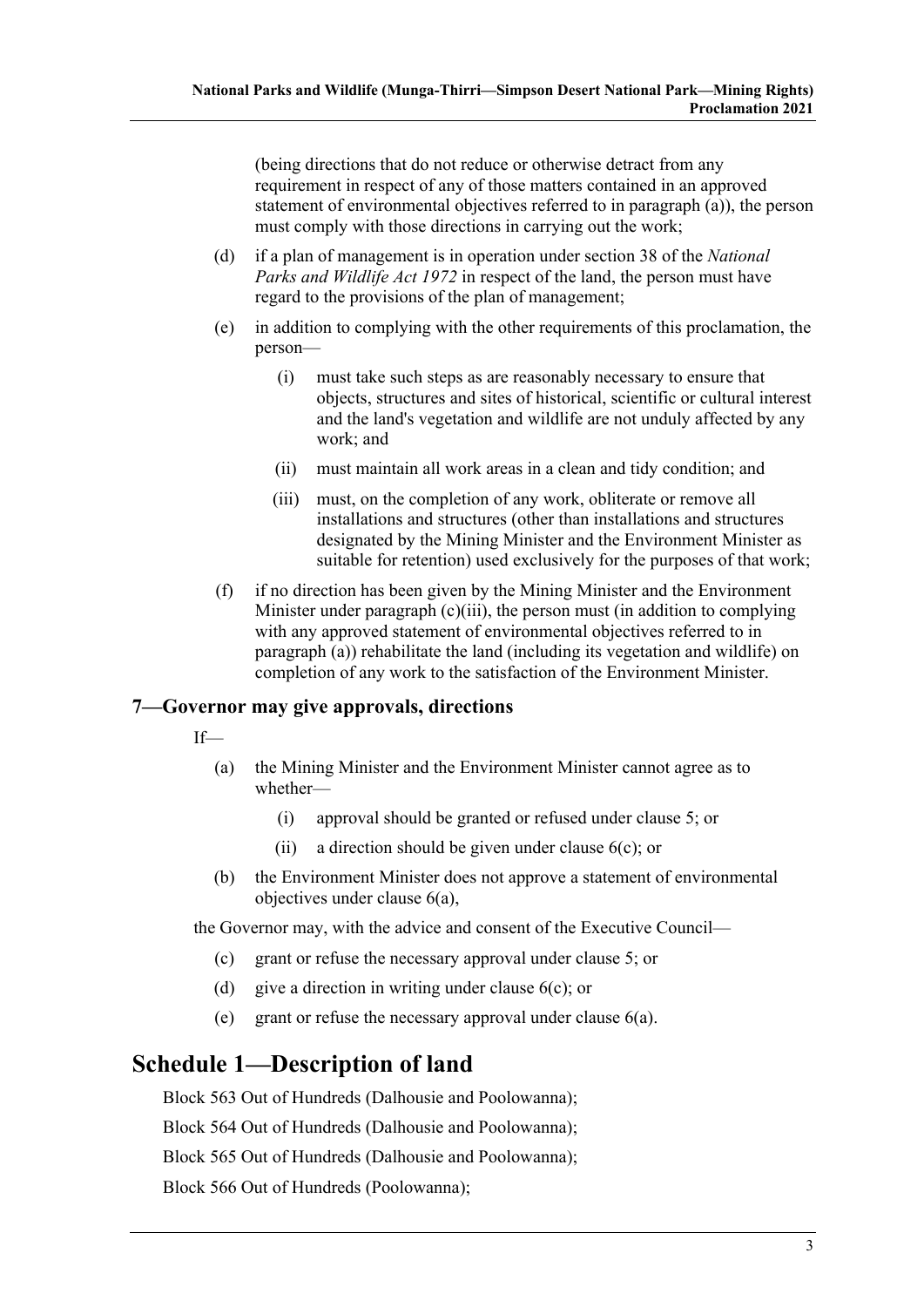(being directions that do not reduce or otherwise detract from any requirement in respect of any of those matters contained in an approved statement of environmental objectives referred to in paragraph (a)), the person must comply with those directions in carrying out the work;

(d) if a plan of management is in operation under section 38 of the *National Parks and Wildlife Act 1972* in respect of the land, the person must have regard to the provisions of the plan of management;

(e) in addition to complying with the other requirements of this proclamation, the person—

  (i) must take such steps as are reasonably necessary to ensure that objects, structures and sites of historical, scientific or cultural interest and the land's vegetation and wildlife are not unduly affected by any work; and

  (ii) must maintain all work areas in a clean and tidy condition; and

  (iii) must, on the completion of any work, obliterate or remove all installations and structures (other than installations and structures designated by the Mining Minister and the Environment Minister as suitable for retention) used exclusively for the purposes of that work;

(f) if no direction has been given by the Mining Minister and the Environment Minister under paragraph (c)(iii), the person must (in addition to complying with any approved statement of environmental objectives referred to in paragraph (a)) rehabilitate the land (including its vegetation and wildlife) on completion of any work to the satisfaction of the Environment Minister.

### 7—Governor may give approvals, directions

If—

(a) the Mining Minister and the Environment Minister cannot agree as to whether—

  (i) approval should be granted or refused under clause 5; or

  (ii) a direction should be given under clause 6(c); or

(b) the Environment Minister does not approve a statement of environmental objectives under clause 6(a),

the Governor may, with the advice and consent of the Executive Council—

(c) grant or refuse the necessary approval under clause 5; or

(d) give a direction in writing under clause 6(c); or

(e) grant or refuse the necessary approval under clause 6(a).

## Schedule 1—Description of land

Block 563 Out of Hundreds (Dalhousie and Poolowanna);

Block 564 Out of Hundreds (Dalhousie and Poolowanna);

Block 565 Out of Hundreds (Dalhousie and Poolowanna);

Block 566 Out of Hundreds (Poolowanna);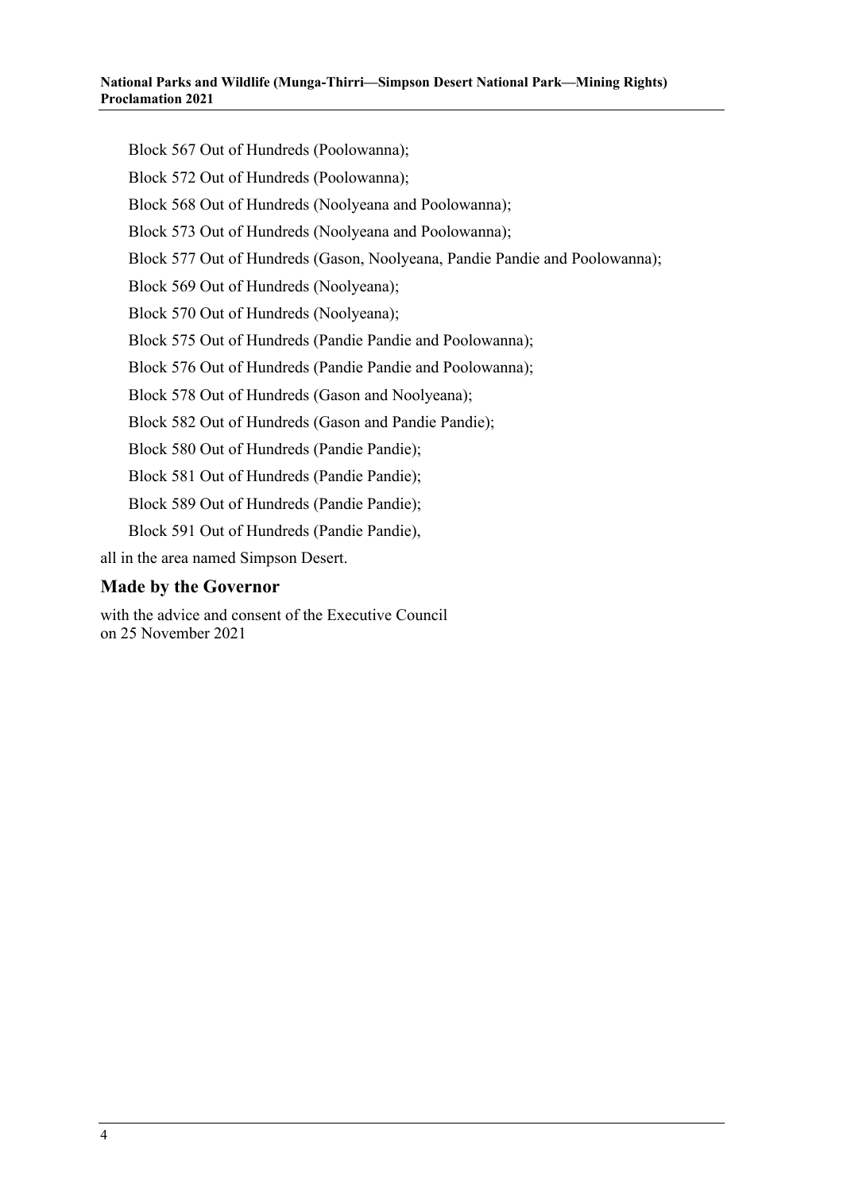Block 567 Out of Hundreds (Poolowanna);

Block 572 Out of Hundreds (Poolowanna);

Block 568 Out of Hundreds (Noolyeana and Poolowanna);

Block 573 Out of Hundreds (Noolyeana and Poolowanna);

Block 577 Out of Hundreds (Gason, Noolyeana, Pandie Pandie and Poolowanna);

Block 569 Out of Hundreds (Noolyeana);

Block 570 Out of Hundreds (Noolyeana);

Block 575 Out of Hundreds (Pandie Pandie and Poolowanna);

Block 576 Out of Hundreds (Pandie Pandie and Poolowanna);

Block 578 Out of Hundreds (Gason and Noolyeana);

Block 582 Out of Hundreds (Gason and Pandie Pandie);

Block 580 Out of Hundreds (Pandie Pandie);

Block 581 Out of Hundreds (Pandie Pandie);

Block 589 Out of Hundreds (Pandie Pandie);

Block 591 Out of Hundreds (Pandie Pandie),

all in the area named Simpson Desert.

## Made by the Governor

with the advice and consent of the Executive Council
on 25 November 2021